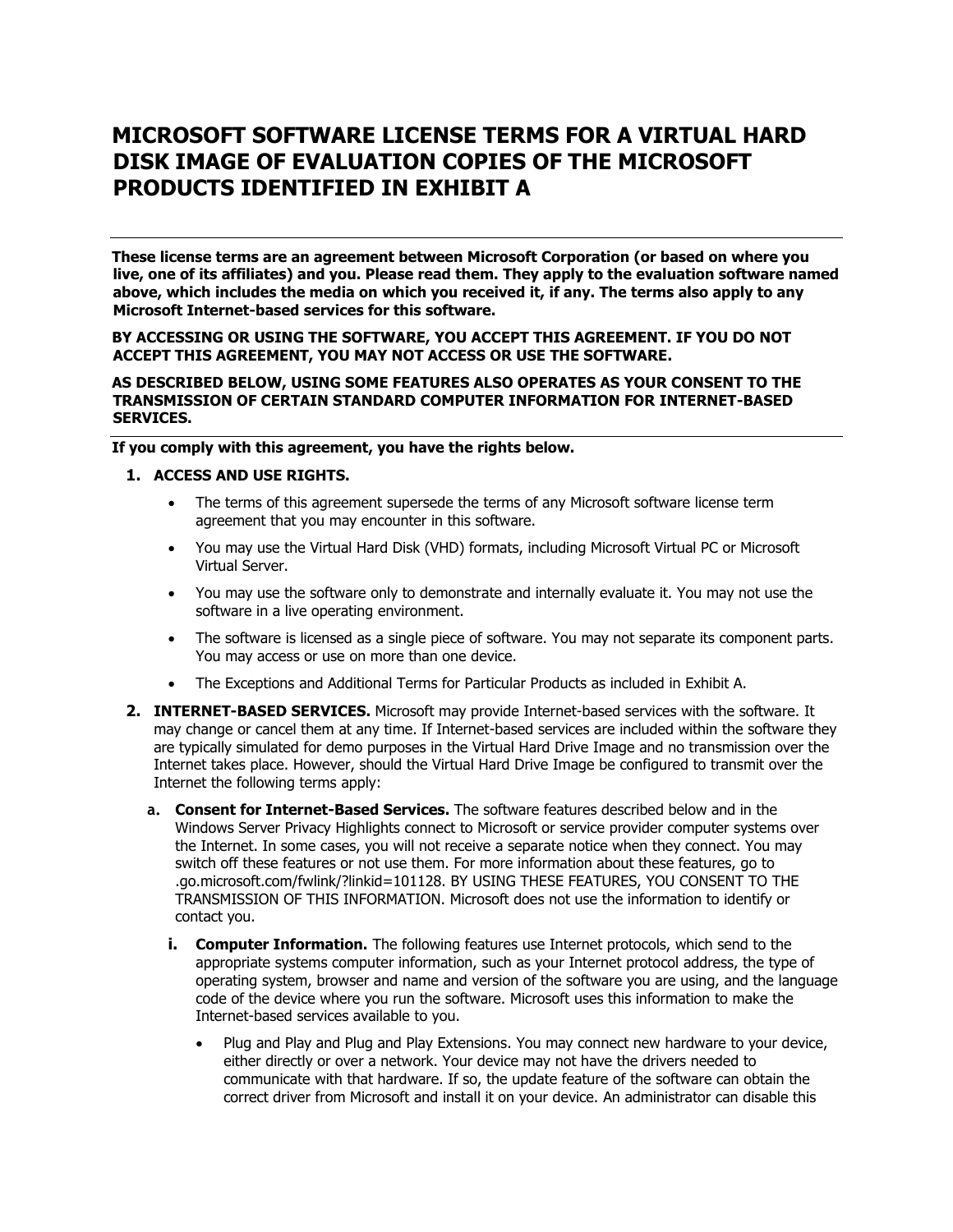# MICROSOFT SOFTWARE LICENSE TERMS FOR A VIRTUAL HARD DISK IMAGE OF EVALUATION COPIES OF THE MICROSOFT PRODUCTS IDENTIFIED IN EXHIBIT A

---

**These license terms are an agreement between Microsoft Corporation (or based on where you live, one of its affiliates) and you. Please read them. They apply to the evaluation software named above, which includes the media on which you received it, if any. The terms also apply to any Microsoft Internet-based services for this software.**

**BY ACCESSING OR USING THE SOFTWARE, YOU ACCEPT THIS AGREEMENT. IF YOU DO NOT ACCEPT THIS AGREEMENT, YOU MAY NOT ACCESS OR USE THE SOFTWARE.**

**AS DESCRIBED BELOW, USING SOME FEATURES ALSO OPERATES AS YOUR CONSENT TO THE TRANSMISSION OF CERTAIN STANDARD COMPUTER INFORMATION FOR INTERNET-BASED SERVICES.**

---

**If you comply with this agreement, you have the rights below.**

1. **ACCESS AND USE RIGHTS.**
   - The terms of this agreement supersede the terms of any Microsoft software license term agreement that you may encounter in this software.
   - You may use the Virtual Hard Disk (VHD) formats, including Microsoft Virtual PC or Microsoft Virtual Server.
   - You may use the software only to demonstrate and internally evaluate it. You may not use the software in a live operating environment.
   - The software is licensed as a single piece of software. You may not separate its component parts. You may access or use on more than one device.
   - The Exceptions and Additional Terms for Particular Products as included in Exhibit A.

2. **INTERNET-BASED SERVICES.** Microsoft may provide Internet-based services with the software. It may change or cancel them at any time. If Internet-based services are included within the software they are typically simulated for demo purposes in the Virtual Hard Drive Image and no transmission over the Internet takes place. However, should the Virtual Hard Drive Image be configured to transmit over the Internet the following terms apply:

   a. **Consent for Internet-Based Services.** The software features described below and in the Windows Server Privacy Highlights connect to Microsoft or service provider computer systems over the Internet. In some cases, you will not receive a separate notice when they connect. You may switch off these features or not use them. For more information about these features, go to .go.microsoft.com/fwlink/?linkid=101128. BY USING THESE FEATURES, YOU CONSENT TO THE TRANSMISSION OF THIS INFORMATION. Microsoft does not use the information to identify or contact you.

      i. **Computer Information.** The following features use Internet protocols, which send to the appropriate systems computer information, such as your Internet protocol address, the type of operating system, browser and name and version of the software you are using, and the language code of the device where you run the software. Microsoft uses this information to make the Internet-based services available to you.

      - Plug and Play and Plug and Play Extensions. You may connect new hardware to your device, either directly or over a network. Your device may not have the drivers needed to communicate with that hardware. If so, the update feature of the software can obtain the correct driver from Microsoft and install it on your device. An administrator can disable this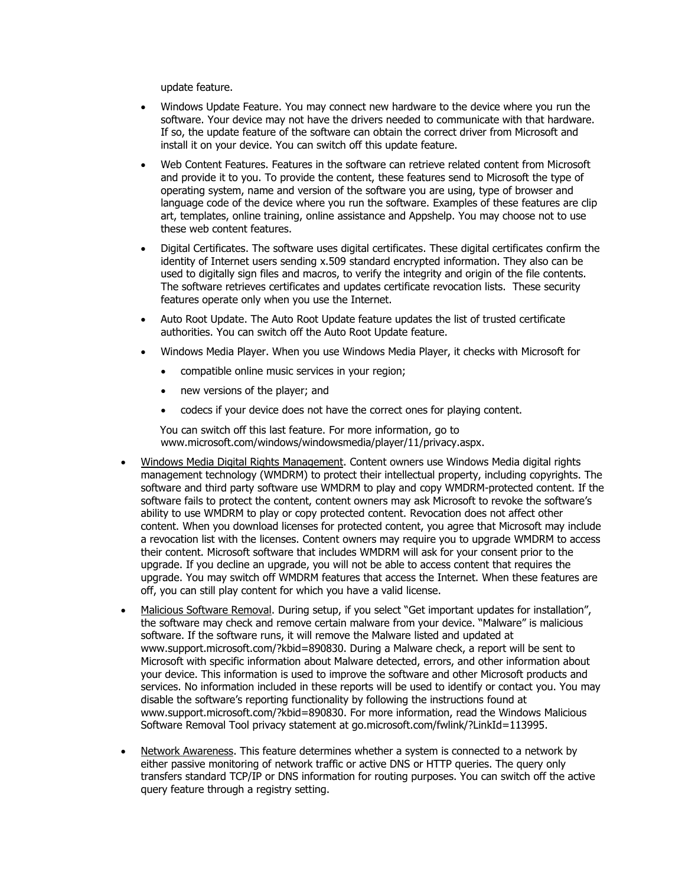update feature.

- Windows Update Feature. You may connect new hardware to the device where you run the software. Your device may not have the drivers needed to communicate with that hardware. If so, the update feature of the software can obtain the correct driver from Microsoft and install it on your device. You can switch off this update feature.
- Web Content Features. Features in the software can retrieve related content from Microsoft and provide it to you. To provide the content, these features send to Microsoft the type of operating system, name and version of the software you are using, type of browser and language code of the device where you run the software. Examples of these features are clip art, templates, online training, online assistance and Appshelp. You may choose not to use these web content features.
- Digital Certificates. The software uses digital certificates. These digital certificates confirm the identity of Internet users sending x.509 standard encrypted information. They also can be used to digitally sign files and macros, to verify the integrity and origin of the file contents. The software retrieves certificates and updates certificate revocation lists. These security features operate only when you use the Internet.
- Auto Root Update. The Auto Root Update feature updates the list of trusted certificate authorities. You can switch off the Auto Root Update feature.
- Windows Media Player. When you use Windows Media Player, it checks with Microsoft for
  - compatible online music services in your region;
  - new versions of the player; and
  - codecs if your device does not have the correct ones for playing content.

  You can switch off this last feature. For more information, go to www.microsoft.com/windows/windowsmedia/player/11/privacy.aspx.

- Windows Media Digital Rights Management. Content owners use Windows Media digital rights management technology (WMDRM) to protect their intellectual property, including copyrights. The software and third party software use WMDRM to play and copy WMDRM-protected content. If the software fails to protect the content, content owners may ask Microsoft to revoke the software's ability to use WMDRM to play or copy protected content. Revocation does not affect other content. When you download licenses for protected content, you agree that Microsoft may include a revocation list with the licenses. Content owners may require you to upgrade WMDRM to access their content. Microsoft software that includes WMDRM will ask for your consent prior to the upgrade. If you decline an upgrade, you will not be able to access content that requires the upgrade. You may switch off WMDRM features that access the Internet. When these features are off, you can still play content for which you have a valid license.
- Malicious Software Removal. During setup, if you select "Get important updates for installation", the software may check and remove certain malware from your device. "Malware" is malicious software. If the software runs, it will remove the Malware listed and updated at www.support.microsoft.com/?kbid=890830. During a Malware check, a report will be sent to Microsoft with specific information about Malware detected, errors, and other information about your device. This information is used to improve the software and other Microsoft products and services. No information included in these reports will be used to identify or contact you. You may disable the software's reporting functionality by following the instructions found at www.support.microsoft.com/?kbid=890830. For more information, read the Windows Malicious Software Removal Tool privacy statement at go.microsoft.com/fwlink/?LinkId=113995.
- Network Awareness. This feature determines whether a system is connected to a network by either passive monitoring of network traffic or active DNS or HTTP queries. The query only transfers standard TCP/IP or DNS information for routing purposes. You can switch off the active query feature through a registry setting.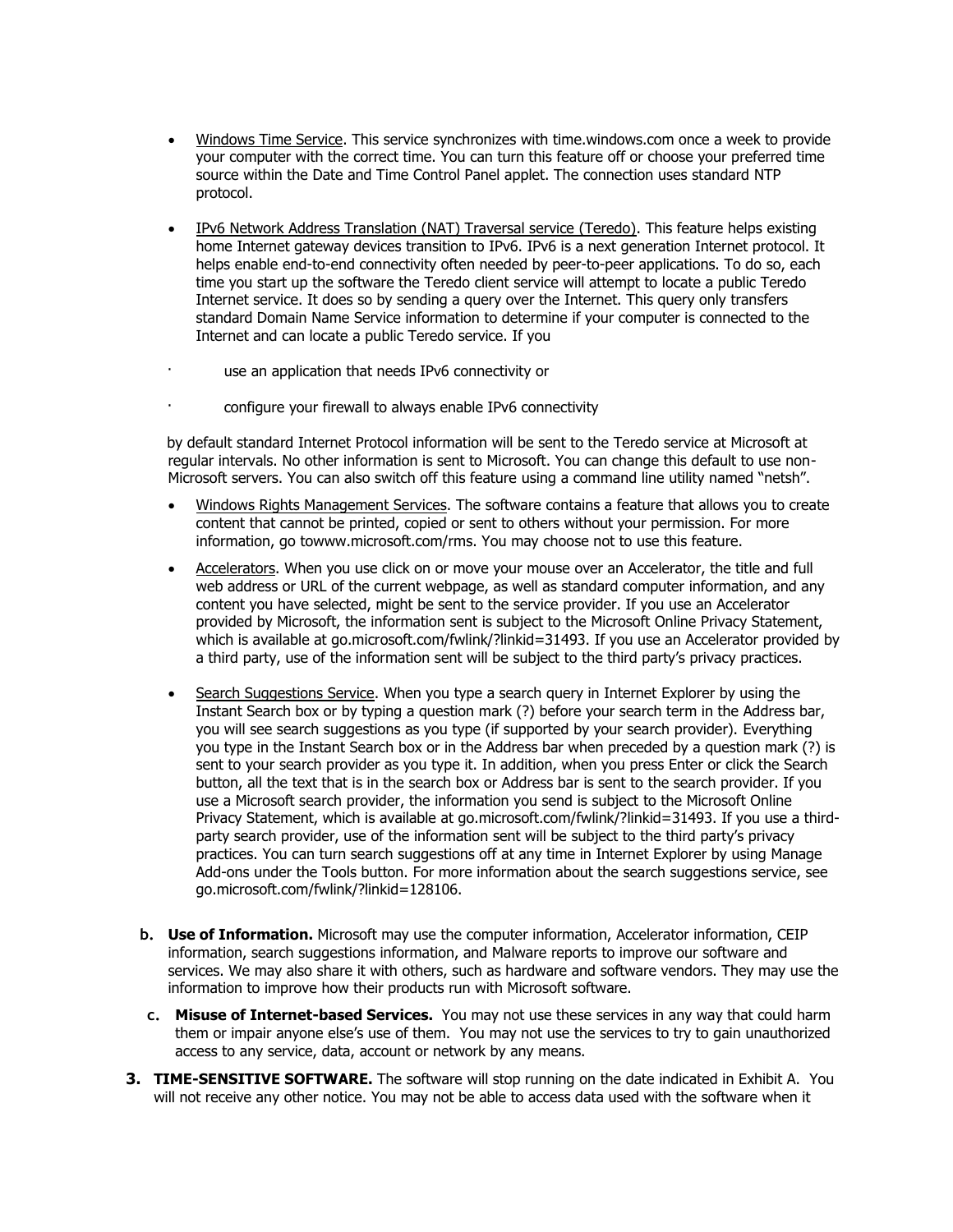- Windows Time Service. This service synchronizes with time.windows.com once a week to provide your computer with the correct time. You can turn this feature off or choose your preferred time source within the Date and Time Control Panel applet. The connection uses standard NTP protocol.

- IPv6 Network Address Translation (NAT) Traversal service (Teredo). This feature helps existing home Internet gateway devices transition to IPv6. IPv6 is a next generation Internet protocol. It helps enable end-to-end connectivity often needed by peer-to-peer applications. To do so, each time you start up the software the Teredo client service will attempt to locate a public Teredo Internet service. It does so by sending a query over the Internet. This query only transfers standard Domain Name Service information to determine if your computer is connected to the Internet and can locate a public Teredo service. If you

  - use an application that needs IPv6 connectivity or
  - configure your firewall to always enable IPv6 connectivity

  by default standard Internet Protocol information will be sent to the Teredo service at Microsoft at regular intervals. No other information is sent to Microsoft. You can change this default to use non-Microsoft servers. You can also switch off this feature using a command line utility named "netsh".

- Windows Rights Management Services. The software contains a feature that allows you to create content that cannot be printed, copied or sent to others without your permission. For more information, go towww.microsoft.com/rms. You may choose not to use this feature.

- Accelerators. When you use click on or move your mouse over an Accelerator, the title and full web address or URL of the current webpage, as well as standard computer information, and any content you have selected, might be sent to the service provider. If you use an Accelerator provided by Microsoft, the information sent is subject to the Microsoft Online Privacy Statement, which is available at go.microsoft.com/fwlink/?linkid=31493. If you use an Accelerator provided by a third party, use of the information sent will be subject to the third party's privacy practices.

- Search Suggestions Service. When you type a search query in Internet Explorer by using the Instant Search box or by typing a question mark (?) before your search term in the Address bar, you will see search suggestions as you type (if supported by your search provider). Everything you type in the Instant Search box or in the Address bar when preceded by a question mark (?) is sent to your search provider as you type it. In addition, when you press Enter or click the Search button, all the text that is in the search box or Address bar is sent to the search provider. If you use a Microsoft search provider, the information you send is subject to the Microsoft Online Privacy Statement, which is available at go.microsoft.com/fwlink/?linkid=31493. If you use a third-party search provider, use of the information sent will be subject to the third party's privacy practices. You can turn search suggestions off at any time in Internet Explorer by using Manage Add-ons under the Tools button. For more information about the search suggestions service, see go.microsoft.com/fwlink/?linkid=128106.

b. **Use of Information.** Microsoft may use the computer information, Accelerator information, CEIP information, search suggestions information, and Malware reports to improve our software and services. We may also share it with others, such as hardware and software vendors. They may use the information to improve how their products run with Microsoft software.

c. **Misuse of Internet-based Services.** You may not use these services in any way that could harm them or impair anyone else's use of them. You may not use the services to try to gain unauthorized access to any service, data, account or network by any means.

**3. TIME-SENSITIVE SOFTWARE.** The software will stop running on the date indicated in Exhibit A. You will not receive any other notice. You may not be able to access data used with the software when it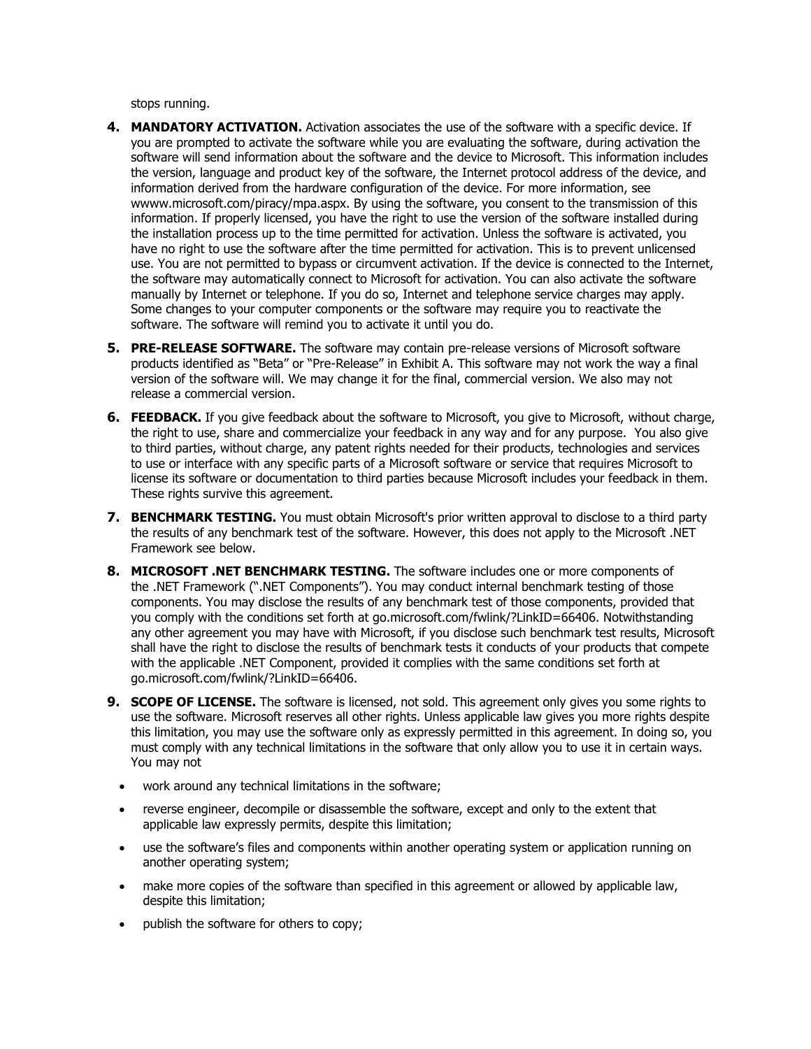stops running.

4. **MANDATORY ACTIVATION.** Activation associates the use of the software with a specific device. If you are prompted to activate the software while you are evaluating the software, during activation the software will send information about the software and the device to Microsoft. This information includes the version, language and product key of the software, the Internet protocol address of the device, and information derived from the hardware configuration of the device. For more information, see wwww.microsoft.com/piracy/mpa.aspx. By using the software, you consent to the transmission of this information. If properly licensed, you have the right to use the version of the software installed during the installation process up to the time permitted for activation. Unless the software is activated, you have no right to use the software after the time permitted for activation. This is to prevent unlicensed use. You are not permitted to bypass or circumvent activation. If the device is connected to the Internet, the software may automatically connect to Microsoft for activation. You can also activate the software manually by Internet or telephone. If you do so, Internet and telephone service charges may apply. Some changes to your computer components or the software may require you to reactivate the software. The software will remind you to activate it until you do.

5. **PRE-RELEASE SOFTWARE.** The software may contain pre-release versions of Microsoft software products identified as "Beta" or "Pre-Release" in Exhibit A. This software may not work the way a final version of the software will. We may change it for the final, commercial version. We also may not release a commercial version.

6. **FEEDBACK.** If you give feedback about the software to Microsoft, you give to Microsoft, without charge, the right to use, share and commercialize your feedback in any way and for any purpose. You also give to third parties, without charge, any patent rights needed for their products, technologies and services to use or interface with any specific parts of a Microsoft software or service that requires Microsoft to license its software or documentation to third parties because Microsoft includes your feedback in them. These rights survive this agreement.

7. **BENCHMARK TESTING.** You must obtain Microsoft's prior written approval to disclose to a third party the results of any benchmark test of the software. However, this does not apply to the Microsoft .NET Framework see below.

8. **MICROSOFT .NET BENCHMARK TESTING.** The software includes one or more components of the .NET Framework (".NET Components"). You may conduct internal benchmark testing of those components. You may disclose the results of any benchmark test of those components, provided that you comply with the conditions set forth at go.microsoft.com/fwlink/?LinkID=66406. Notwithstanding any other agreement you may have with Microsoft, if you disclose such benchmark test results, Microsoft shall have the right to disclose the results of benchmark tests it conducts of your products that compete with the applicable .NET Component, provided it complies with the same conditions set forth at go.microsoft.com/fwlink/?LinkID=66406.

9. **SCOPE OF LICENSE.** The software is licensed, not sold. This agreement only gives you some rights to use the software. Microsoft reserves all other rights. Unless applicable law gives you more rights despite this limitation, you may use the software only as expressly permitted in this agreement. In doing so, you must comply with any technical limitations in the software that only allow you to use it in certain ways. You may not

   - work around any technical limitations in the software;
   - reverse engineer, decompile or disassemble the software, except and only to the extent that applicable law expressly permits, despite this limitation;
   - use the software's files and components within another operating system or application running on another operating system;
   - make more copies of the software than specified in this agreement or allowed by applicable law, despite this limitation;
   - publish the software for others to copy;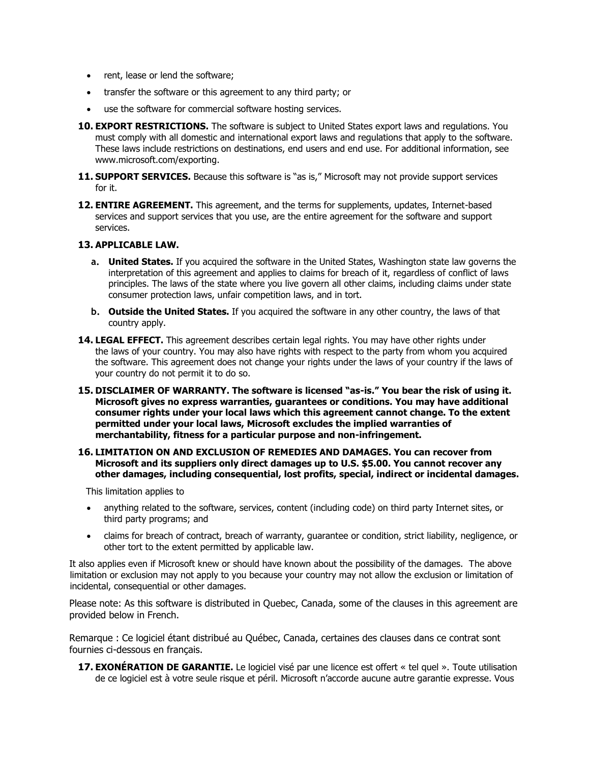- rent, lease or lend the software;
- transfer the software or this agreement to any third party; or
- use the software for commercial software hosting services.

10. **EXPORT RESTRICTIONS.** The software is subject to United States export laws and regulations. You must comply with all domestic and international export laws and regulations that apply to the software. These laws include restrictions on destinations, end users and end use. For additional information, see www.microsoft.com/exporting.

11. **SUPPORT SERVICES.** Because this software is "as is," Microsoft may not provide support services for it.

12. **ENTIRE AGREEMENT.** This agreement, and the terms for supplements, updates, Internet-based services and support services that you use, are the entire agreement for the software and support services.

13. **APPLICABLE LAW.**

    a. **United States.** If you acquired the software in the United States, Washington state law governs the interpretation of this agreement and applies to claims for breach of it, regardless of conflict of laws principles. The laws of the state where you live govern all other claims, including claims under state consumer protection laws, unfair competition laws, and in tort.

    b. **Outside the United States.** If you acquired the software in any other country, the laws of that country apply.

14. **LEGAL EFFECT.** This agreement describes certain legal rights. You may have other rights under the laws of your country. You may also have rights with respect to the party from whom you acquired the software. This agreement does not change your rights under the laws of your country if the laws of your country do not permit it to do so.

15. **DISCLAIMER OF WARRANTY. The software is licensed "as-is." You bear the risk of using it. Microsoft gives no express warranties, guarantees or conditions. You may have additional consumer rights under your local laws which this agreement cannot change. To the extent permitted under your local laws, Microsoft excludes the implied warranties of merchantability, fitness for a particular purpose and non-infringement.**

16. **LIMITATION ON AND EXCLUSION OF REMEDIES AND DAMAGES. You can recover from Microsoft and its suppliers only direct damages up to U.S. $5.00. You cannot recover any other damages, including consequential, lost profits, special, indirect or incidental damages.**

    This limitation applies to

    - anything related to the software, services, content (including code) on third party Internet sites, or third party programs; and
    - claims for breach of contract, breach of warranty, guarantee or condition, strict liability, negligence, or other tort to the extent permitted by applicable law.

It also applies even if Microsoft knew or should have known about the possibility of the damages. The above limitation or exclusion may not apply to you because your country may not allow the exclusion or limitation of incidental, consequential or other damages.

Please note: As this software is distributed in Quebec, Canada, some of the clauses in this agreement are provided below in French.

Remarque : Ce logiciel étant distribué au Québec, Canada, certaines des clauses dans ce contrat sont fournies ci-dessous en français.

17. **EXONÉRATION DE GARANTIE.** Le logiciel visé par une licence est offert « tel quel ». Toute utilisation de ce logiciel est à votre seule risque et péril. Microsoft n'accorde aucune autre garantie expresse. Vous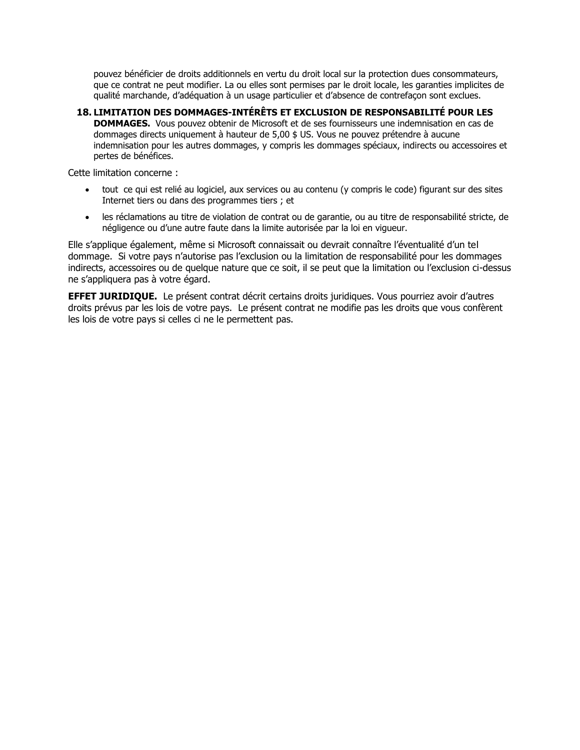pouvez bénéficier de droits additionnels en vertu du droit local sur la protection dues consommateurs, que ce contrat ne peut modifier. La ou elles sont permises par le droit locale, les garanties implicites de qualité marchande, d'adéquation à un usage particulier et d'absence de contrefaçon sont exclues.

18. **LIMITATION DES DOMMAGES-INTÉRÊTS ET EXCLUSION DE RESPONSABILITÉ POUR LES DOMMAGES.** Vous pouvez obtenir de Microsoft et de ses fournisseurs une indemnisation en cas de dommages directs uniquement à hauteur de 5,00 $ US. Vous ne pouvez prétendre à aucune indemnisation pour les autres dommages, y compris les dommages spéciaux, indirects ou accessoires et pertes de bénéfices.

Cette limitation concerne :

- tout ce qui est relié au logiciel, aux services ou au contenu (y compris le code) figurant sur des sites Internet tiers ou dans des programmes tiers ; et
- les réclamations au titre de violation de contrat ou de garantie, ou au titre de responsabilité stricte, de négligence ou d'une autre faute dans la limite autorisée par la loi en vigueur.

Elle s'applique également, même si Microsoft connaissait ou devrait connaître l'éventualité d'un tel dommage. Si votre pays n'autorise pas l'exclusion ou la limitation de responsabilité pour les dommages indirects, accessoires ou de quelque nature que ce soit, il se peut que la limitation ou l'exclusion ci-dessus ne s'appliquera pas à votre égard.

**EFFET JURIDIQUE.** Le présent contrat décrit certains droits juridiques. Vous pourriez avoir d'autres droits prévus par les lois de votre pays. Le présent contrat ne modifie pas les droits que vous confèrent les lois de votre pays si celles ci ne le permettent pas.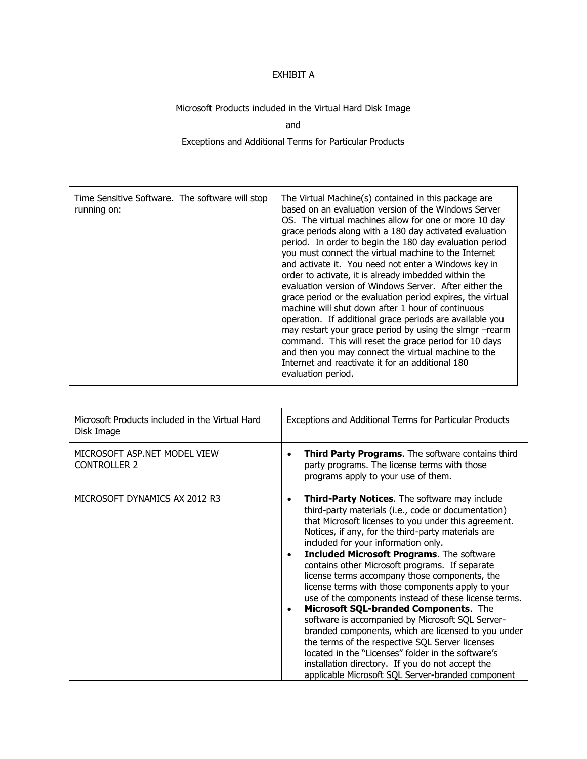EXHIBIT A

Microsoft Products included in the Virtual Hard Disk Image

and

Exceptions and Additional Terms for Particular Products

| Time Sensitive Software. The software will stop running on: | The Virtual Machine(s) contained in this package are based on an evaluation version of the Windows Server OS. The virtual machines allow for one or more 10 day grace periods along with a 180 day activated evaluation period. In order to begin the 180 day evaluation period you must connect the virtual machine to the Internet and activate it. You need not enter a Windows key in order to activate, it is already imbedded within the evaluation version of Windows Server. After either the grace period or the evaluation period expires, the virtual machine will shut down after 1 hour of continuous operation. If additional grace periods are available you may restart your grace period by using the slmgr –rearm command. This will reset the grace period for 10 days and then you may connect the virtual machine to the Internet and reactivate it for an additional 180 evaluation period. |
|---|---|

| Microsoft Products included in the Virtual Hard Disk Image | Exceptions and Additional Terms for Particular Products |
|---|---|
| MICROSOFT ASP.NET MODEL VIEW CONTROLLER 2 | • **Third Party Programs**. The software contains third party programs. The license terms with those programs apply to your use of them. |
| MICROSOFT DYNAMICS AX 2012 R3 | • **Third-Party Notices**. The software may include third-party materials (i.e., code or documentation) that Microsoft licenses to you under this agreement. Notices, if any, for the third-party materials are included for your information only.<br>• **Included Microsoft Programs**. The software contains other Microsoft programs. If separate license terms accompany those components, the license terms with those components apply to your use of the components instead of these license terms.<br>• **Microsoft SQL-branded Components**. The software is accompanied by Microsoft SQL Server-branded components, which are licensed to you under the terms of the respective SQL Server licenses located in the "Licenses" folder in the software's installation directory. If you do not accept the applicable Microsoft SQL Server-branded component |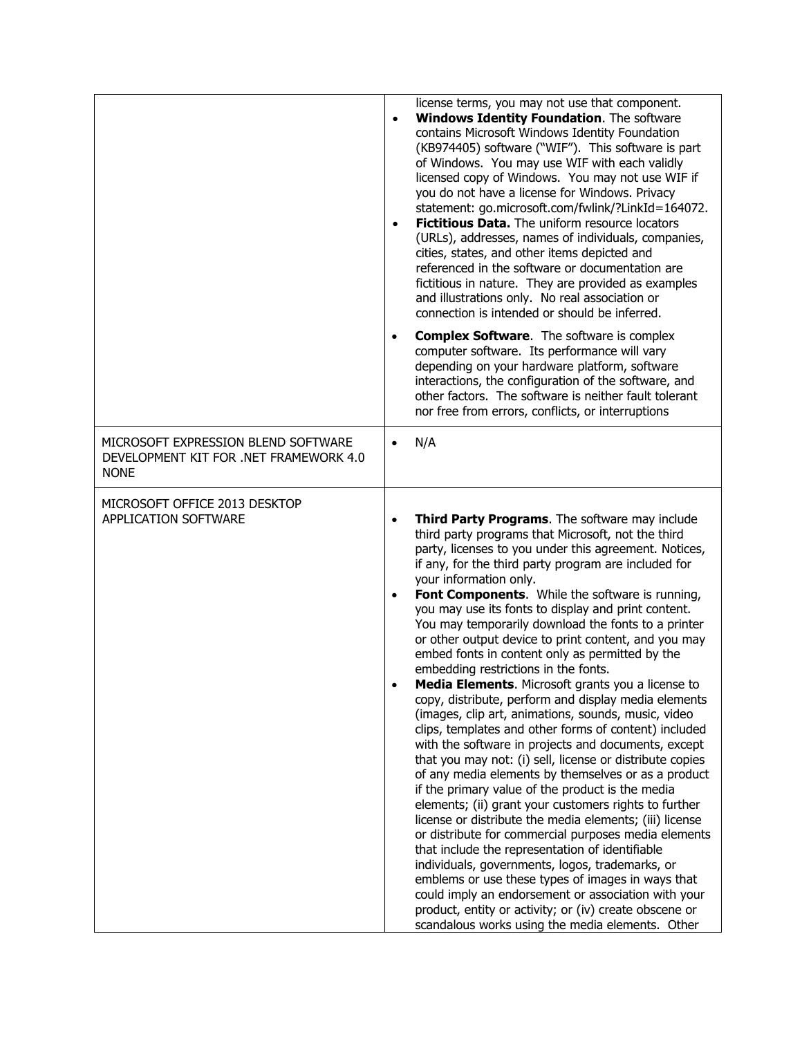| | |
|---|---|
| | license terms, you may not use that component.<br>• **Windows Identity Foundation**. The software contains Microsoft Windows Identity Foundation (KB974405) software ("WIF"). This software is part of Windows. You may use WIF with each validly licensed copy of Windows. You may not use WIF if you do not have a license for Windows. Privacy statement: go.microsoft.com/fwlink/?LinkId=164072.<br>• **Fictitious Data.** The uniform resource locators (URLs), addresses, names of individuals, companies, cities, states, and other items depicted and referenced in the software or documentation are fictitious in nature. They are provided as examples and illustrations only. No real association or connection is intended or should be inferred.<br>• **Complex Software**. The software is complex computer software. Its performance will vary depending on your hardware platform, software interactions, the configuration of the software, and other factors. The software is neither fault tolerant nor free from errors, conflicts, or interruptions |
| MICROSOFT EXPRESSION BLEND SOFTWARE DEVELOPMENT KIT FOR .NET FRAMEWORK 4.0 NONE | • N/A |
| MICROSOFT OFFICE 2013 DESKTOP APPLICATION SOFTWARE | • **Third Party Programs**. The software may include third party programs that Microsoft, not the third party, licenses to you under this agreement. Notices, if any, for the third party program are included for your information only.<br>• **Font Components**. While the software is running, you may use its fonts to display and print content. You may temporarily download the fonts to a printer or other output device to print content, and you may embed fonts in content only as permitted by the embedding restrictions in the fonts.<br>• **Media Elements**. Microsoft grants you a license to copy, distribute, perform and display media elements (images, clip art, animations, sounds, music, video clips, templates and other forms of content) included with the software in projects and documents, except that you may not: (i) sell, license or distribute copies of any media elements by themselves or as a product if the primary value of the product is the media elements; (ii) grant your customers rights to further license or distribute the media elements; (iii) license or distribute for commercial purposes media elements that include the representation of identifiable individuals, governments, logos, trademarks, or emblems or use these types of images in ways that could imply an endorsement or association with your product, entity or activity; or (iv) create obscene or scandalous works using the media elements. Other |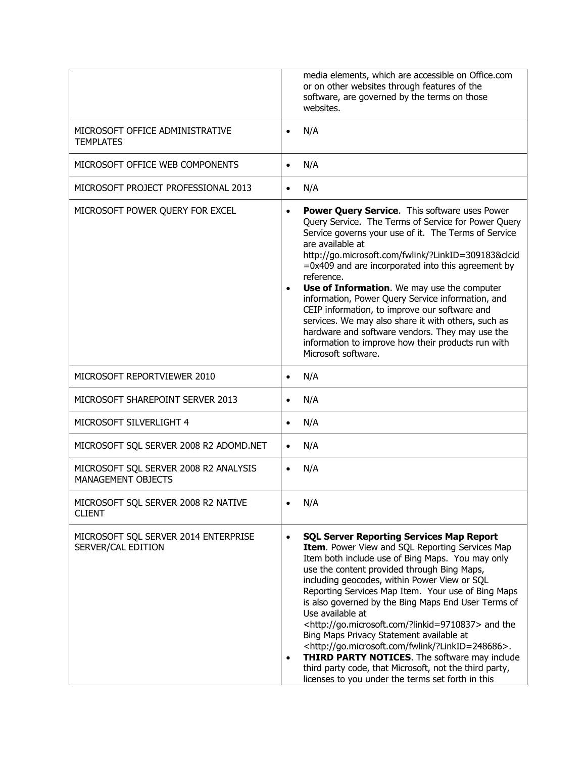| | |
|---|---|
| | media elements, which are accessible on Office.com or on other websites through features of the software, are governed by the terms on those websites. |
| MICROSOFT OFFICE ADMINISTRATIVE TEMPLATES | • N/A |
| MICROSOFT OFFICE WEB COMPONENTS | • N/A |
| MICROSOFT PROJECT PROFESSIONAL 2013 | • N/A |
| MICROSOFT POWER QUERY FOR EXCEL | • **Power Query Service**. This software uses Power Query Service. The Terms of Service for Power Query Service governs your use of it. The Terms of Service are available at http://go.microsoft.com/fwlink/?LinkID=309183&clcid=0x409 and are incorporated into this agreement by reference.<br>• **Use of Information**. We may use the computer information, Power Query Service information, and CEIP information, to improve our software and services. We may also share it with others, such as hardware and software vendors. They may use the information to improve how their products run with Microsoft software. |
| MICROSOFT REPORTVIEWER 2010 | • N/A |
| MICROSOFT SHAREPOINT SERVER 2013 | • N/A |
| MICROSOFT SILVERLIGHT 4 | • N/A |
| MICROSOFT SQL SERVER 2008 R2 ADOMD.NET | • N/A |
| MICROSOFT SQL SERVER 2008 R2 ANALYSIS MANAGEMENT OBJECTS | • N/A |
| MICROSOFT SQL SERVER 2008 R2 NATIVE CLIENT | • N/A |
| MICROSOFT SQL SERVER 2014 ENTERPRISE SERVER/CAL EDITION | • **SQL Server Reporting Services Map Report Item**. Power View and SQL Reporting Services Map Item both include use of Bing Maps. You may only use the content provided through Bing Maps, including geocodes, within Power View or SQL Reporting Services Map Item. Your use of Bing Maps is also governed by the Bing Maps End User Terms of Use available at <http://go.microsoft.com/?linkid=9710837> and the Bing Maps Privacy Statement available at <http://go.microsoft.com/fwlink/?LinkID=248686>.<br>• **THIRD PARTY NOTICES**. The software may include third party code, that Microsoft, not the third party, licenses to you under the terms set forth in this |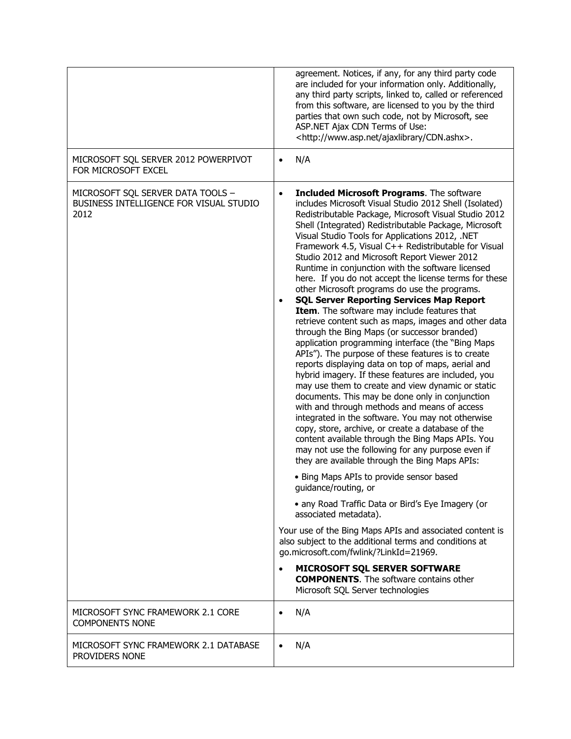| | |
|---|---|
| | agreement. Notices, if any, for any third party code are included for your information only. Additionally, any third party scripts, linked to, called or referenced from this software, are licensed to you by the third parties that own such code, not by Microsoft, see ASP.NET Ajax CDN Terms of Use: <http://www.asp.net/ajaxlibrary/CDN.ashx>. |
| MICROSOFT SQL SERVER 2012 POWERPIVOT FOR MICROSOFT EXCEL | • N/A |
| MICROSOFT SQL SERVER DATA TOOLS – BUSINESS INTELLIGENCE FOR VISUAL STUDIO 2012 | • **Included Microsoft Programs**. The software includes Microsoft Visual Studio 2012 Shell (Isolated) Redistributable Package, Microsoft Visual Studio 2012 Shell (Integrated) Redistributable Package, Microsoft Visual Studio Tools for Applications 2012, .NET Framework 4.5, Visual C++ Redistributable for Visual Studio 2012 and Microsoft Report Viewer 2012 Runtime in conjunction with the software licensed here. If you do not accept the license terms for these other Microsoft programs do use the programs.<br>• **SQL Server Reporting Services Map Report Item**. The software may include features that retrieve content such as maps, images and other data through the Bing Maps (or successor branded) application programming interface (the "Bing Maps APIs"). The purpose of these features is to create reports displaying data on top of maps, aerial and hybrid imagery. If these features are included, you may use them to create and view dynamic or static documents. This may be done only in conjunction with and through methods and means of access integrated in the software. You may not otherwise copy, store, archive, or create a database of the content available through the Bing Maps APIs. You may not use the following for any purpose even if they are available through the Bing Maps APIs:<br>• Bing Maps APIs to provide sensor based guidance/routing, or<br>• any Road Traffic Data or Bird's Eye Imagery (or associated metadata).<br>Your use of the Bing Maps APIs and associated content is also subject to the additional terms and conditions at go.microsoft.com/fwlink/?LinkId=21969.<br>• **MICROSOFT SQL SERVER SOFTWARE COMPONENTS**. The software contains other Microsoft SQL Server technologies |
| MICROSOFT SYNC FRAMEWORK 2.1 CORE COMPONENTS NONE | • N/A |
| MICROSOFT SYNC FRAMEWORK 2.1 DATABASE PROVIDERS NONE | • N/A |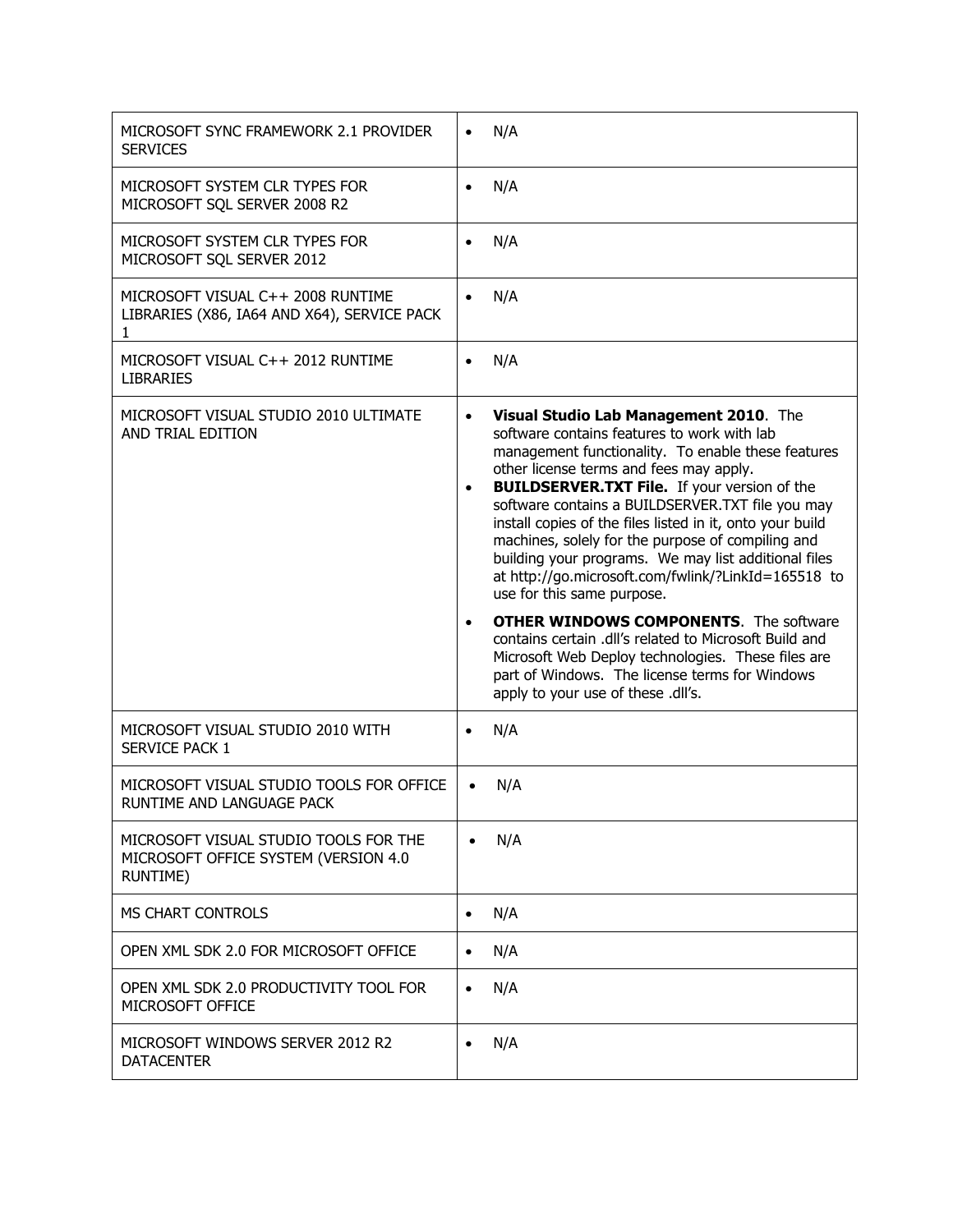| | |
|---|---|
| MICROSOFT SYNC FRAMEWORK 2.1 PROVIDER SERVICES | • N/A |
| MICROSOFT SYSTEM CLR TYPES FOR MICROSOFT SQL SERVER 2008 R2 | • N/A |
| MICROSOFT SYSTEM CLR TYPES FOR MICROSOFT SQL SERVER 2012 | • N/A |
| MICROSOFT VISUAL C++ 2008 RUNTIME LIBRARIES (X86, IA64 AND X64), SERVICE PACK 1 | • N/A |
| MICROSOFT VISUAL C++ 2012 RUNTIME LIBRARIES | • N/A |
| MICROSOFT VISUAL STUDIO 2010 ULTIMATE AND TRIAL EDITION | • **Visual Studio Lab Management 2010**. The software contains features to work with lab management functionality. To enable these features other license terms and fees may apply.<br>• **BUILDSERVER.TXT File.** If your version of the software contains a BUILDSERVER.TXT file you may install copies of the files listed in it, onto your build machines, solely for the purpose of compiling and building your programs. We may list additional files at http://go.microsoft.com/fwlink/?LinkId=165518 to use for this same purpose.<br>• **OTHER WINDOWS COMPONENTS**. The software contains certain .dll's related to Microsoft Build and Microsoft Web Deploy technologies. These files are part of Windows. The license terms for Windows apply to your use of these .dll's. |
| MICROSOFT VISUAL STUDIO 2010 WITH SERVICE PACK 1 | • N/A |
| MICROSOFT VISUAL STUDIO TOOLS FOR OFFICE RUNTIME AND LANGUAGE PACK | • N/A |
| MICROSOFT VISUAL STUDIO TOOLS FOR THE MICROSOFT OFFICE SYSTEM (VERSION 4.0 RUNTIME) | • N/A |
| MS CHART CONTROLS | • N/A |
| OPEN XML SDK 2.0 FOR MICROSOFT OFFICE | • N/A |
| OPEN XML SDK 2.0 PRODUCTIVITY TOOL FOR MICROSOFT OFFICE | • N/A |
| MICROSOFT WINDOWS SERVER 2012 R2 DATACENTER | • N/A |